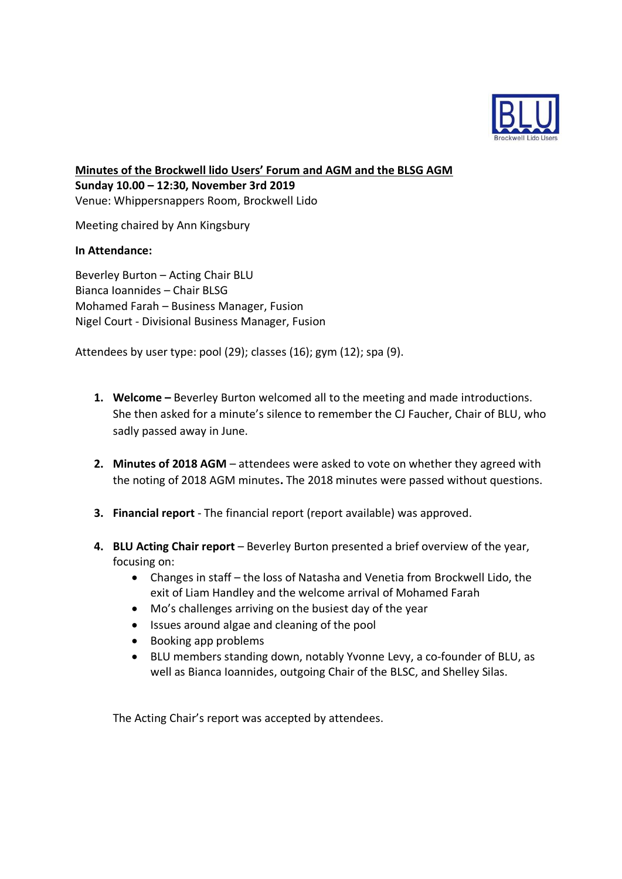**Minutes of the Brockwell lido Users' Forum and AGM and the BLSG AGM**
**Sunday 10.00 – 12:30, November 3rd 2019**
Venue: Whippersnappers Room, Brockwell Lido

Meeting chaired by Ann Kingsbury

**In Attendance:**

Beverley Burton – Acting Chair BLU
Bianca Ioannides – Chair BLSG
Mohamed Farah – Business Manager, Fusion
Nigel Court - Divisional Business Manager, Fusion

Attendees by user type: pool (29); classes (16); gym (12); spa (9).

1. **Welcome –** Beverley Burton welcomed all to the meeting and made introductions. She then asked for a minute's silence to remember the CJ Faucher, Chair of BLU, who sadly passed away in June.

2. **Minutes of 2018 AGM** – attendees were asked to vote on whether they agreed with the noting of 2018 AGM minutes**.** The 2018 minutes were passed without questions.

3. **Financial report** - The financial report (report available) was approved.

4. **BLU Acting Chair report** – Beverley Burton presented a brief overview of the year, focusing on:
   - Changes in staff – the loss of Natasha and Venetia from Brockwell Lido, the exit of Liam Handley and the welcome arrival of Mohamed Farah
   - Mo's challenges arriving on the busiest day of the year
   - Issues around algae and cleaning of the pool
   - Booking app problems
   - BLU members standing down, notably Yvonne Levy, a co-founder of BLU, as well as Bianca Ioannides, outgoing Chair of the BLSC, and Shelley Silas.

   The Acting Chair's report was accepted by attendees.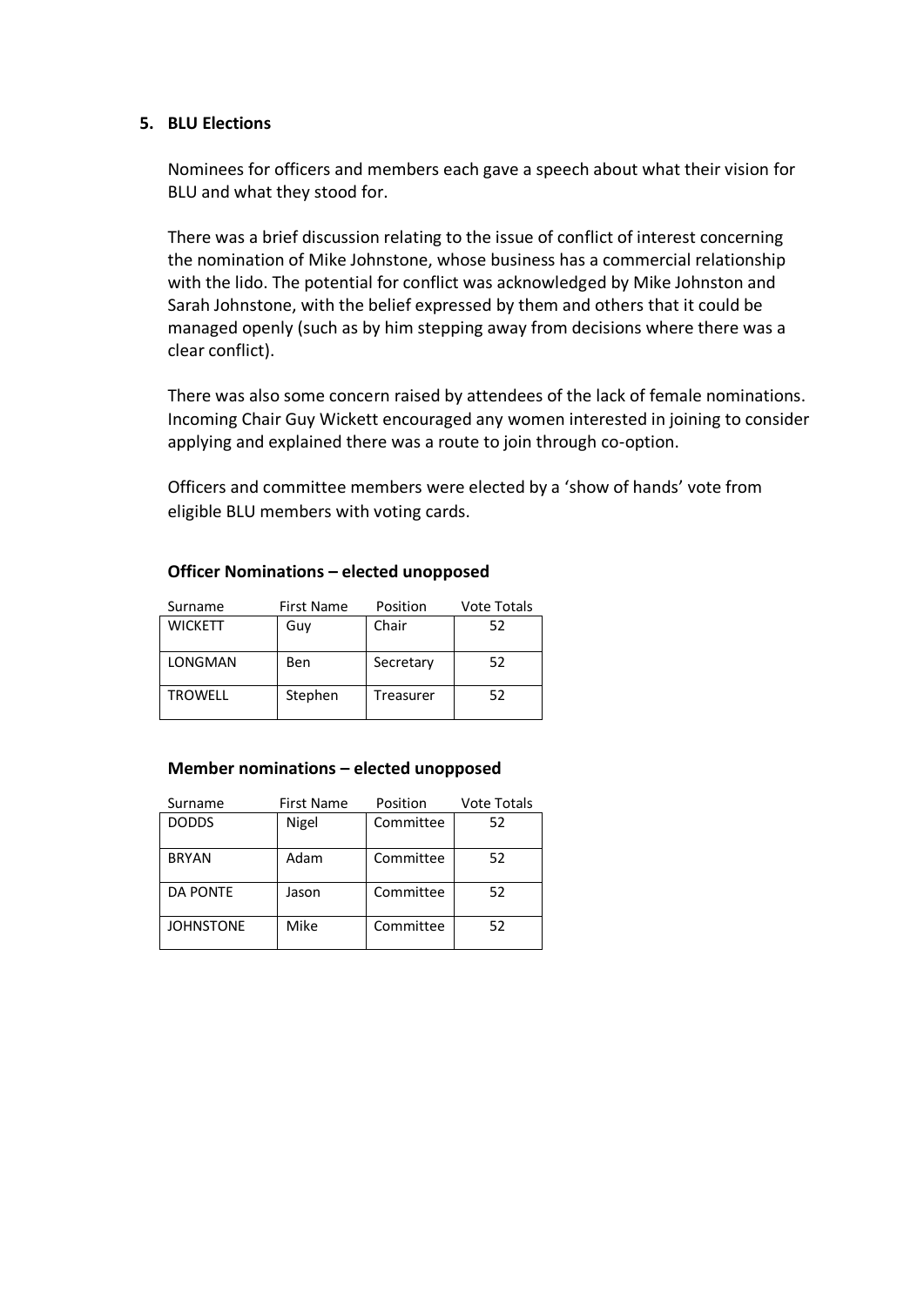## 5. BLU Elections

Nominees for officers and members each gave a speech about what their vision for BLU and what they stood for.

There was a brief discussion relating to the issue of conflict of interest concerning the nomination of Mike Johnstone, whose business has a commercial relationship with the lido. The potential for conflict was acknowledged by Mike Johnston and Sarah Johnstone, with the belief expressed by them and others that it could be managed openly (such as by him stepping away from decisions where there was a clear conflict).

There was also some concern raised by attendees of the lack of female nominations. Incoming Chair Guy Wickett encouraged any women interested in joining to consider applying and explained there was a route to join through co-option.

Officers and committee members were elected by a 'show of hands' vote from eligible BLU members with voting cards.

**Officer Nominations – elected unopposed**

| Surname | First Name | Position | Vote Totals |
|---|---|---|---|
| WICKETT | Guy | Chair | 52 |
| LONGMAN | Ben | Secretary | 52 |
| TROWELL | Stephen | Treasurer | 52 |

**Member nominations – elected unopposed**

| Surname | First Name | Position | Vote Totals |
|---|---|---|---|
| DODDS | Nigel | Committee | 52 |
| BRYAN | Adam | Committee | 52 |
| DA PONTE | Jason | Committee | 52 |
| JOHNSTONE | Mike | Committee | 52 |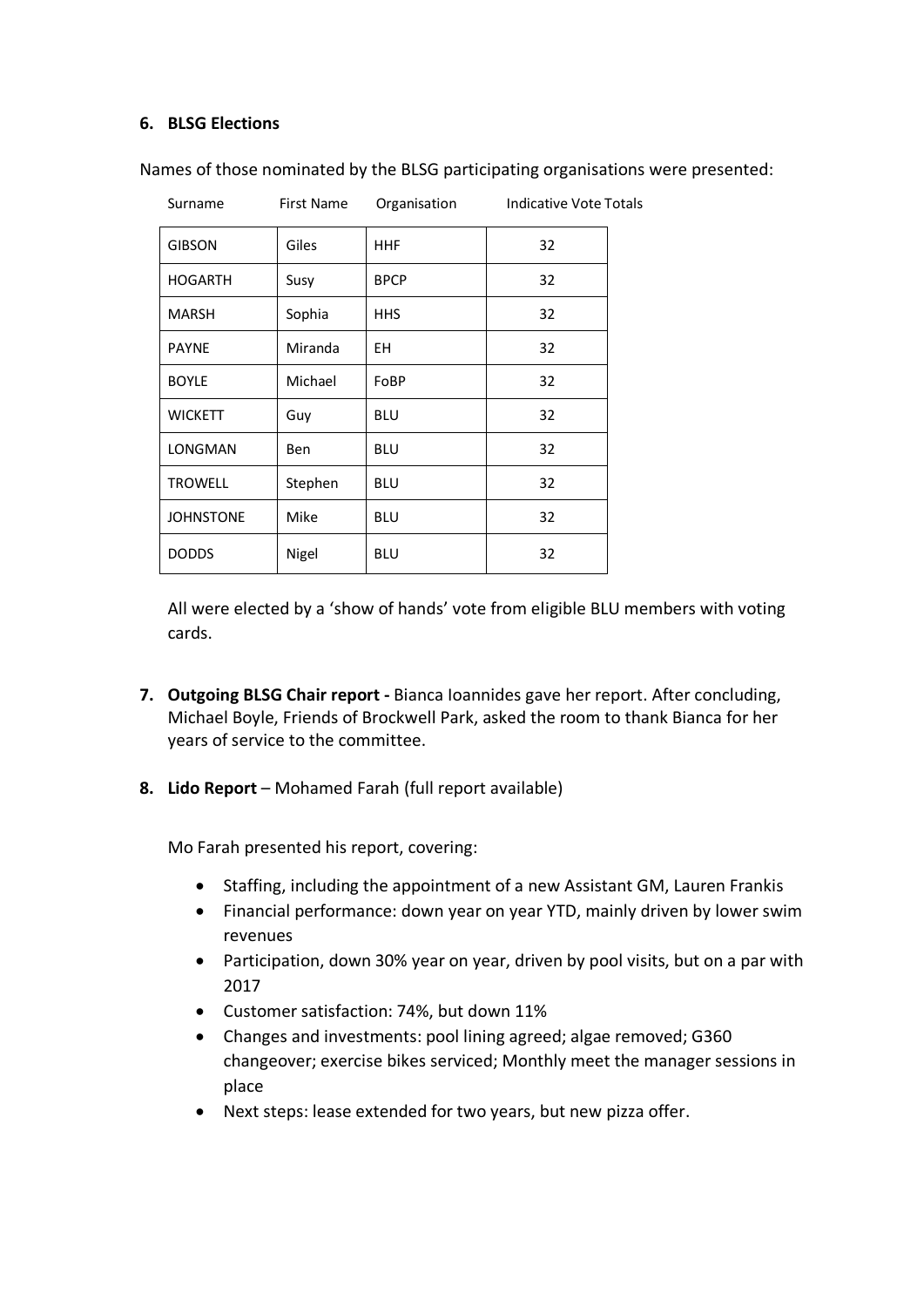**6. BLSG Elections**

Names of those nominated by the BLSG participating organisations were presented:

| Surname | First Name | Organisation | Indicative Vote Totals |
|---|---|---|---|
| GIBSON | Giles | HHF | 32 |
| HOGARTH | Susy | BPCP | 32 |
| MARSH | Sophia | HHS | 32 |
| PAYNE | Miranda | EH | 32 |
| BOYLE | Michael | FoBP | 32 |
| WICKETT | Guy | BLU | 32 |
| LONGMAN | Ben | BLU | 32 |
| TROWELL | Stephen | BLU | 32 |
| JOHNSTONE | Mike | BLU | 32 |
| DODDS | Nigel | BLU | 32 |

All were elected by a 'show of hands' vote from eligible BLU members with voting cards.

**7. Outgoing BLSG Chair report -** Bianca Ioannides gave her report. After concluding, Michael Boyle, Friends of Brockwell Park, asked the room to thank Bianca for her years of service to the committee.

**8. Lido Report** – Mohamed Farah (full report available)

Mo Farah presented his report, covering:

- Staffing, including the appointment of a new Assistant GM, Lauren Frankis
- Financial performance: down year on year YTD, mainly driven by lower swim revenues
- Participation, down 30% year on year, driven by pool visits, but on a par with 2017
- Customer satisfaction: 74%, but down 11%
- Changes and investments: pool lining agreed; algae removed; G360 changeover; exercise bikes serviced; Monthly meet the manager sessions in place
- Next steps: lease extended for two years, but new pizza offer.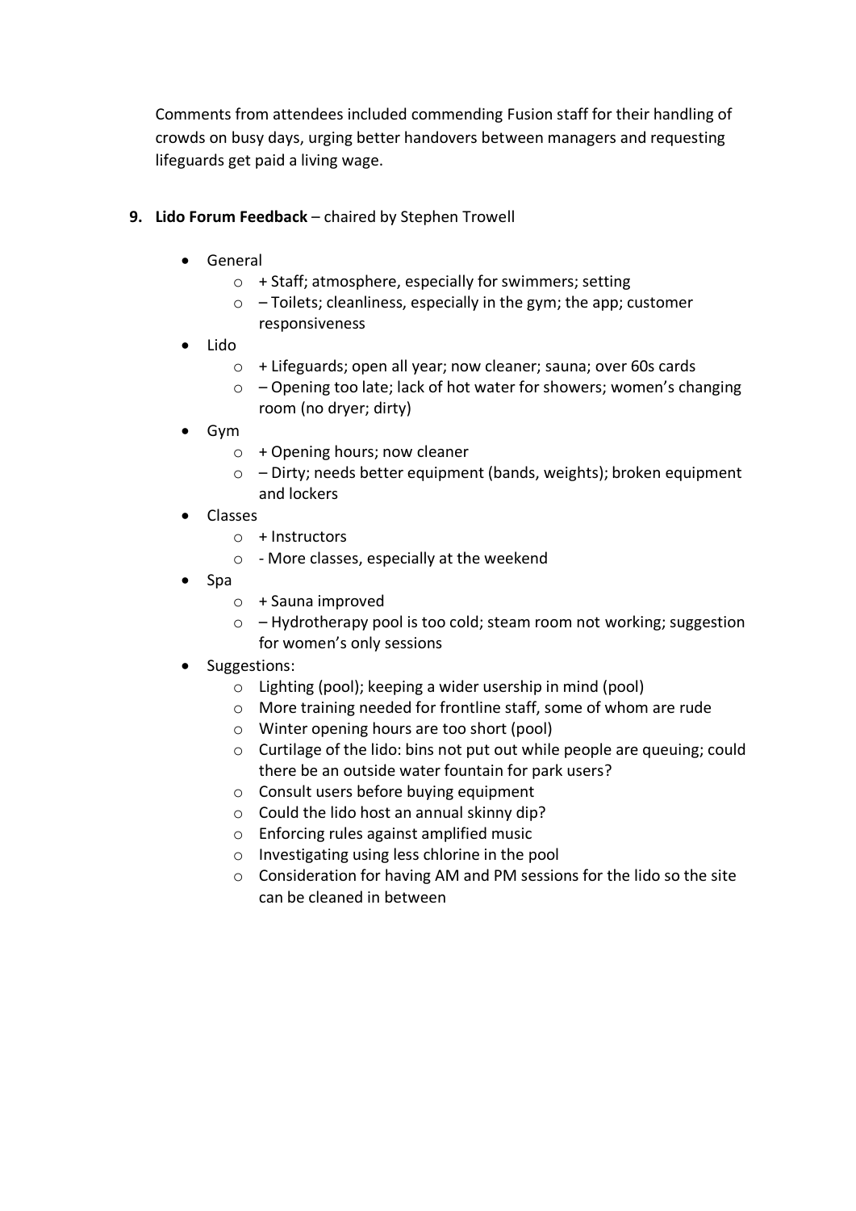Comments from attendees included commending Fusion staff for their handling of crowds on busy days, urging better handovers between managers and requesting lifeguards get paid a living wage.

9. **Lido Forum Feedback** – chaired by Stephen Trowell

- General
    - + Staff; atmosphere, especially for swimmers; setting
    - – Toilets; cleanliness, especially in the gym; the app; customer responsiveness
- Lido
    - + Lifeguards; open all year; now cleaner; sauna; over 60s cards
    - – Opening too late; lack of hot water for showers; women's changing room (no dryer; dirty)
- Gym
    - + Opening hours; now cleaner
    - – Dirty; needs better equipment (bands, weights); broken equipment and lockers
- Classes
    - + Instructors
    - - More classes, especially at the weekend
- Spa
    - + Sauna improved
    - – Hydrotherapy pool is too cold; steam room not working; suggestion for women's only sessions
- Suggestions:
    - Lighting (pool); keeping a wider usership in mind (pool)
    - More training needed for frontline staff, some of whom are rude
    - Winter opening hours are too short (pool)
    - Curtilage of the lido: bins not put out while people are queuing; could there be an outside water fountain for park users?
    - Consult users before buying equipment
    - Could the lido host an annual skinny dip?
    - Enforcing rules against amplified music
    - Investigating using less chlorine in the pool
    - Consideration for having AM and PM sessions for the lido so the site can be cleaned in between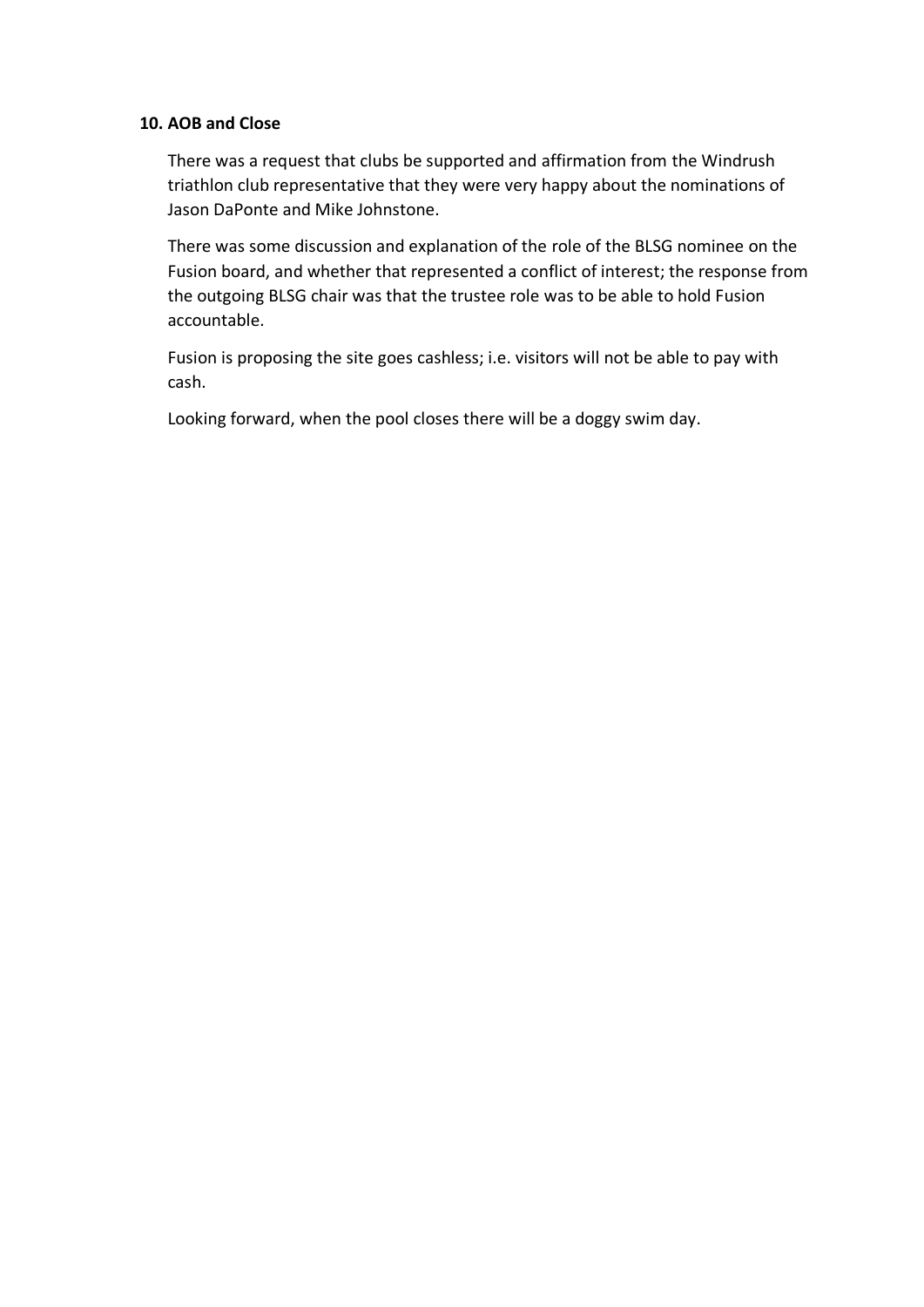**10. AOB and Close**

There was a request that clubs be supported and affirmation from the Windrush triathlon club representative that they were very happy about the nominations of Jason DaPonte and Mike Johnstone.

There was some discussion and explanation of the role of the BLSG nominee on the Fusion board, and whether that represented a conflict of interest; the response from the outgoing BLSG chair was that the trustee role was to be able to hold Fusion accountable.

Fusion is proposing the site goes cashless; i.e. visitors will not be able to pay with cash.

Looking forward, when the pool closes there will be a doggy swim day.